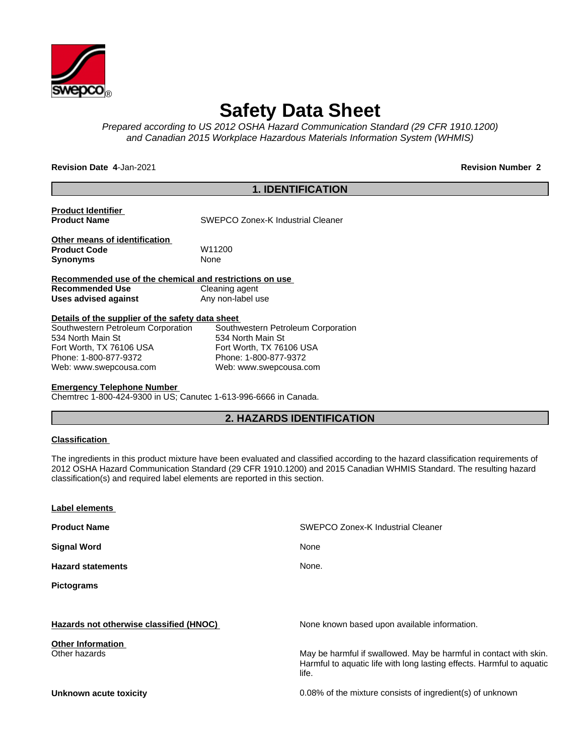# Safety Data Sheet

*Prepared according to US 2012 OSHA Hazard Communication Standard (29 CFR 1910.1200) and Canadian 2015 Workplace Hazardous Materials Information System (WHMIS)*

**Revision Date** 4-Jan-2021 **Revision Number** 2

## 1. IDENTIFICATION

**Product Identifier**

| | |
|---|---|
| **Product Name** | SWEPCO Zonex-K Industrial Cleaner |

**Other means of identification**

| | |
|---|---|
| **Product Code** | W11200 |
| **Synonyms** | None |

**Recommended use of the chemical and restrictions on use**

| | |
|---|---|
| **Recommended Use** | Cleaning agent |
| **Uses advised against** | Any non-label use |

**Details of the supplier of the safety data sheet**

| | |
|---|---|
| Southwestern Petroleum Corporation | Southwestern Petroleum Corporation |
| 534 North Main St | 534 North Main St |
| Fort Worth, TX 76106 USA | Fort Worth, TX 76106 USA |
| Phone: 1-800-877-9372 | Phone: 1-800-877-9372 |
| Web: www.swepcousa.com | Web: www.swepcousa.com |

**Emergency Telephone Number**

Chemtrec 1-800-424-9300 in US; Canutec 1-613-996-6666 in Canada.

## 2. HAZARDS IDENTIFICATION

**Classification**

The ingredients in this product mixture have been evaluated and classified according to the hazard classification requirements of 2012 OSHA Hazard Communication Standard (29 CFR 1910.1200) and 2015 Canadian WHMIS Standard. The resulting hazard classification(s) and required label elements are reported in this section.

**Label elements**

| | |
|---|---|
| **Product Name** | SWEPCO Zonex-K Industrial Cleaner |
| **Signal Word** | None |
| **Hazard statements** | None. |
| **Pictograms** | |

| | |
|---|---|
| **Hazards not otherwise classified (HNOC)** | None known based upon available information. |

**Other Information**

| | |
|---|---|
| Other hazards | May be harmful if swallowed. May be harmful in contact with skin. Harmful to aquatic life with long lasting effects. Harmful to aquatic life. |
| **Unknown acute toxicity** | 0.08% of the mixture consists of ingredient(s) of unknown |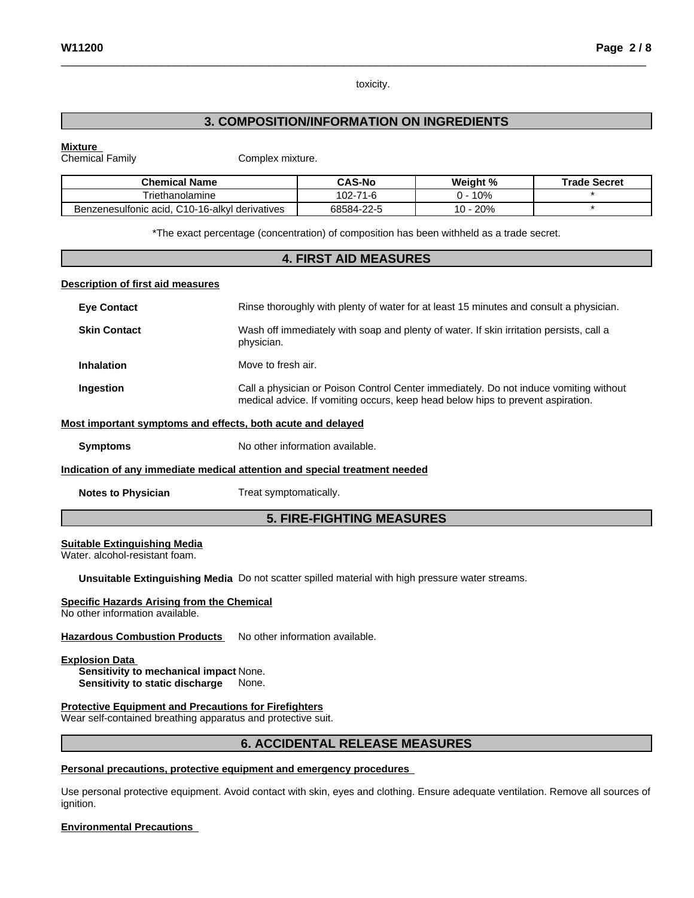toxicity.

## 3. COMPOSITION/INFORMATION ON INGREDIENTS

**Mixture**

Chemical Family Complex mixture.

| Chemical Name | CAS-No | Weight % | Trade Secret |
|---|---|---|---|
| Triethanolamine | 102-71-6 | 0 - 10% | * |
| Benzenesulfonic acid, C10-16-alkyl derivatives | 68584-22-5 | 10 - 20% | * |

*The exact percentage (concentration) of composition has been withheld as a trade secret.

## 4. FIRST AID MEASURES

**Description of first aid measures**

**Eye Contact** Rinse thoroughly with plenty of water for at least 15 minutes and consult a physician.

**Skin Contact** Wash off immediately with soap and plenty of water. If skin irritation persists, call a physician.

**Inhalation** Move to fresh air.

**Ingestion** Call a physician or Poison Control Center immediately. Do not induce vomiting without medical advice. If vomiting occurs, keep head below hips to prevent aspiration.

**Most important symptoms and effects, both acute and delayed**

**Symptoms** No other information available.

**Indication of any immediate medical attention and special treatment needed**

**Notes to Physician** Treat symptomatically.

## 5. FIRE-FIGHTING MEASURES

**Suitable Extinguishing Media**

Water. alcohol-resistant foam.

**Unsuitable Extinguishing Media** Do not scatter spilled material with high pressure water streams.

**Specific Hazards Arising from the Chemical**

No other information available.

**Hazardous Combustion Products** No other information available.

**Explosion Data**

**Sensitivity to mechanical impact** None.

**Sensitivity to static discharge** None.

**Protective Equipment and Precautions for Firefighters**

Wear self-contained breathing apparatus and protective suit.

## 6. ACCIDENTAL RELEASE MEASURES

**Personal precautions, protective equipment and emergency procedures**

Use personal protective equipment. Avoid contact with skin, eyes and clothing. Ensure adequate ventilation. Remove all sources of ignition.

**Environmental Precautions**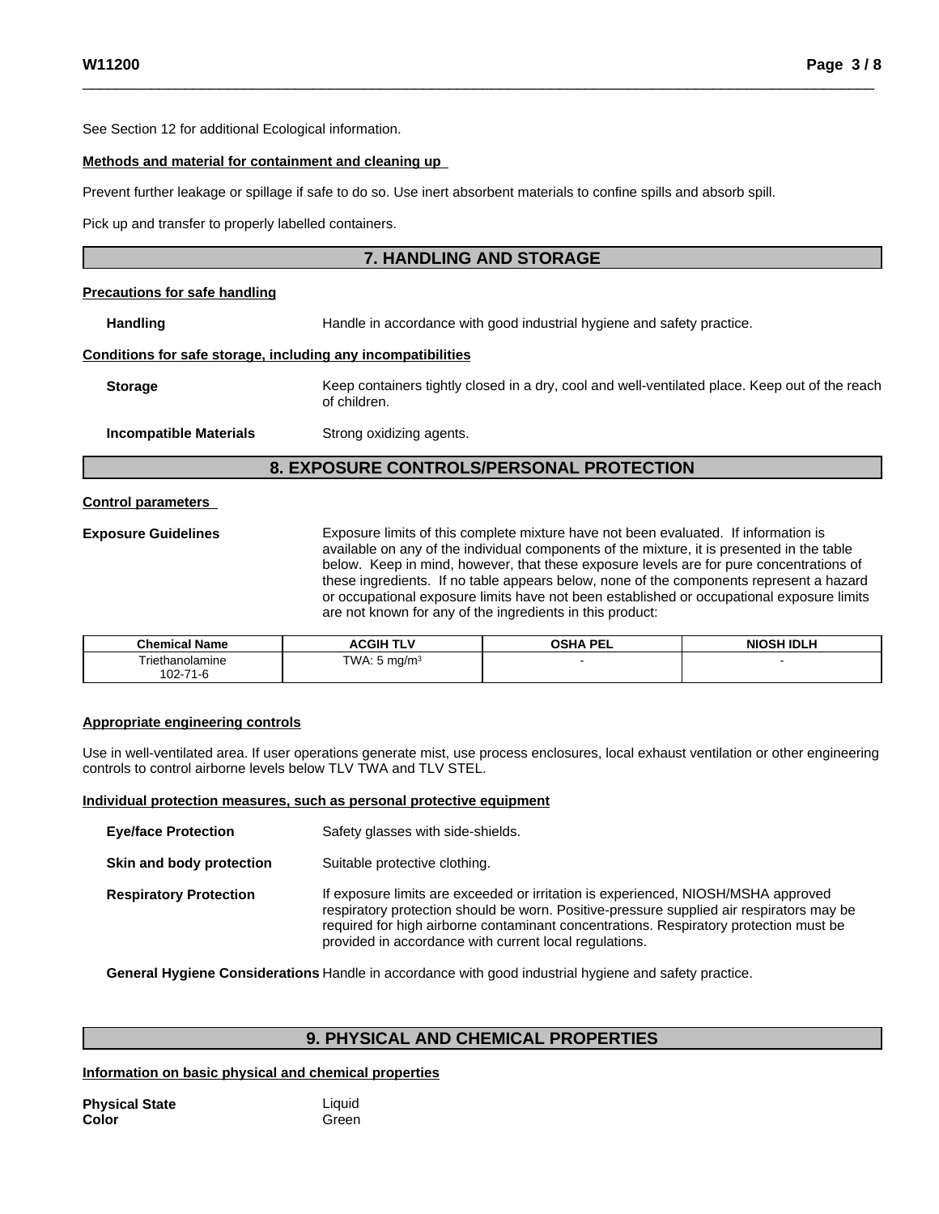See Section 12 for additional Ecological information.

**Methods and material for containment and cleaning up**

Prevent further leakage or spillage if safe to do so. Use inert absorbent materials to confine spills and absorb spill.

Pick up and transfer to properly labelled containers.

## 7. HANDLING AND STORAGE

**Precautions for safe handling**

**Handling** Handle in accordance with good industrial hygiene and safety practice.

**Conditions for safe storage, including any incompatibilities**

**Storage** Keep containers tightly closed in a dry, cool and well-ventilated place. Keep out of the reach of children.

**Incompatible Materials** Strong oxidizing agents.

## 8. EXPOSURE CONTROLS/PERSONAL PROTECTION

**Control parameters**

**Exposure Guidelines** Exposure limits of this complete mixture have not been evaluated. If information is available on any of the individual components of the mixture, it is presented in the table below. Keep in mind, however, that these exposure levels are for pure concentrations of these ingredients. If no table appears below, none of the components represent a hazard or occupational exposure limits have not been established or occupational exposure limits are not known for any of the ingredients in this product:

| Chemical Name | ACGIH TLV | OSHA PEL | NIOSH IDLH |
|---|---|---|---|
| Triethanolamine 102-71-6 | TWA: 5 mg/m$^3$ | - | - |

**Appropriate engineering controls**

Use in well-ventilated area. If user operations generate mist, use process enclosures, local exhaust ventilation or other engineering controls to control airborne levels below TLV TWA and TLV STEL.

**Individual protection measures, such as personal protective equipment**

**Eye/face Protection** Safety glasses with side-shields.

**Skin and body protection** Suitable protective clothing.

**Respiratory Protection** If exposure limits are exceeded or irritation is experienced, NIOSH/MSHA approved respiratory protection should be worn. Positive-pressure supplied air respirators may be required for high airborne contaminant concentrations. Respiratory protection must be provided in accordance with current local regulations.

**General Hygiene Considerations** Handle in accordance with good industrial hygiene and safety practice.

## 9. PHYSICAL AND CHEMICAL PROPERTIES

**Information on basic physical and chemical properties**

**Physical State** Liquid
**Color** Green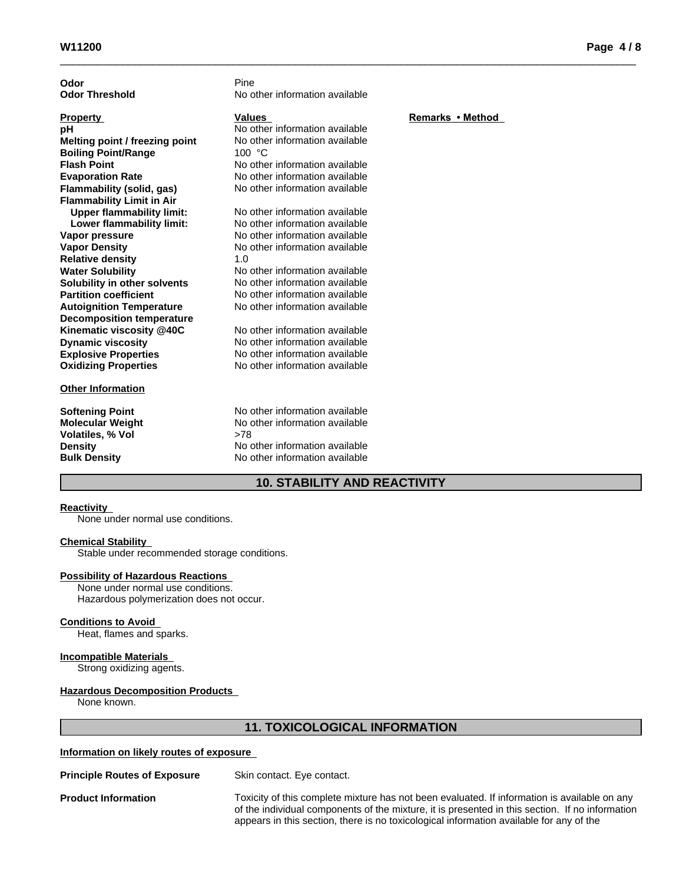| | |
|---|---|
| **Odor** | Pine |
| **Odor Threshold** | No other information available |

| Property | Values | Remarks • Method |
|---|---|---|
| **pH** | No other information available | |
| **Melting point / freezing point** | No other information available | |
| **Boiling Point/Range** | 100 °C | |
| **Flash Point** | No other information available | |
| **Evaporation Rate** | No other information available | |
| **Flammability (solid, gas)** | No other information available | |
| **Flammability Limit in Air** | | |
| **Upper flammability limit:** | No other information available | |
| **Lower flammability limit:** | No other information available | |
| **Vapor pressure** | No other information available | |
| **Vapor Density** | No other information available | |
| **Relative density** | 1.0 | |
| **Water Solubility** | No other information available | |
| **Solubility in other solvents** | No other information available | |
| **Partition coefficient** | No other information available | |
| **Autoignition Temperature** | No other information available | |
| **Decomposition temperature** | | |
| **Kinematic viscosity @40C** | No other information available | |
| **Dynamic viscosity** | No other information available | |
| **Explosive Properties** | No other information available | |
| **Oxidizing Properties** | No other information available | |

**Other Information**

| | |
|---|---|
| **Softening Point** | No other information available |
| **Molecular Weight** | No other information available |
| **Volatiles, % Vol** | >78 |
| **Density** | No other information available |
| **Bulk Density** | No other information available |

## 10. STABILITY AND REACTIVITY

**Reactivity**

None under normal use conditions.

**Chemical Stability**

Stable under recommended storage conditions.

**Possibility of Hazardous Reactions**

None under normal use conditions.
Hazardous polymerization does not occur.

**Conditions to Avoid**

Heat, flames and sparks.

**Incompatible Materials**

Strong oxidizing agents.

**Hazardous Decomposition Products**

None known.

## 11. TOXICOLOGICAL INFORMATION

**Information on likely routes of exposure**

**Principle Routes of Exposure** Skin contact. Eye contact.

**Product Information** Toxicity of this complete mixture has not been evaluated. If information is available on any of the individual components of the mixture, it is presented in this section. If no information appears in this section, there is no toxicological information available for any of the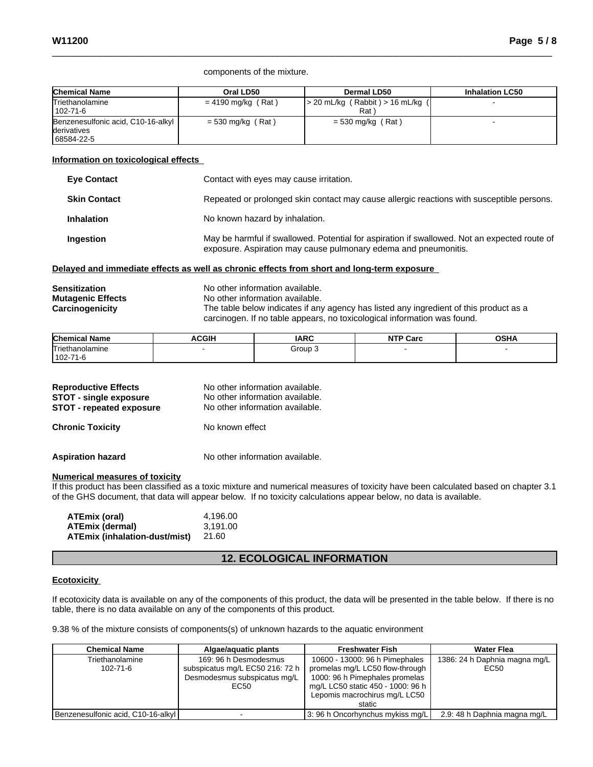components of the mixture.

| Chemical Name | Oral LD50 | Dermal LD50 | Inhalation LC50 |
| --- | --- | --- | --- |
| Triethanolamine 102-71-6 | = 4190 mg/kg ( Rat ) | > 20 mL/kg ( Rabbit ) > 16 mL/kg ( Rat ) | - |
| Benzenesulfonic acid, C10-16-alkyl derivatives 68584-22-5 | = 530 mg/kg ( Rat ) | = 530 mg/kg ( Rat ) | - |

**Information on toxicological effects**

**Eye Contact** Contact with eyes may cause irritation.

**Skin Contact** Repeated or prolonged skin contact may cause allergic reactions with susceptible persons.

**Inhalation** No known hazard by inhalation.

**Ingestion** May be harmful if swallowed. Potential for aspiration if swallowed. Not an expected route of exposure. Aspiration may cause pulmonary edema and pneumonitis.

**Delayed and immediate effects as well as chronic effects from short and long-term exposure**

**Sensitization** No other information available.
**Mutagenic Effects** No other information available.
**Carcinogenicity** The table below indicates if any agency has listed any ingredient of this product as a carcinogen. If no table appears, no toxicological information was found.

| Chemical Name | ACGIH | IARC | NTP Carc | OSHA |
| --- | --- | --- | --- | --- |
| Triethanolamine 102-71-6 | - | Group 3 | - | - |

**Reproductive Effects** No other information available.
**STOT - single exposure** No other information available.
**STOT - repeated exposure** No other information available.

**Chronic Toxicity** No known effect

**Aspiration hazard** No other information available.

**Numerical measures of toxicity**

If this product has been classified as a toxic mixture and numerical measures of toxicity have been calculated based on chapter 3.1 of the GHS document, that data will appear below. If no toxicity calculations appear below, no data is available.

**ATEmix (oral)** 4,196.00
**ATEmix (dermal)** 3,191.00
**ATEmix (inhalation-dust/mist)** 21.60

## 12. ECOLOGICAL INFORMATION

**Ecotoxicity**

If ecotoxicity data is available on any of the components of this product, the data will be presented in the table below. If there is no table, there is no data available on any of the components of this product.

9.38 % of the mixture consists of components(s) of unknown hazards to the aquatic environment

| Chemical Name | Algae/aquatic plants | Freshwater Fish | Water Flea |
| --- | --- | --- | --- |
| Triethanolamine 102-71-6 | 169: 96 h Desmodesmus subspicatus mg/L EC50 216: 72 h Desmodesmus subspicatus mg/L EC50 | 10600 - 13000: 96 h Pimephales promelas mg/L LC50 flow-through 1000: 96 h Pimephales promelas mg/L LC50 static 450 - 1000: 96 h Lepomis macrochirus mg/L LC50 static | 1386: 24 h Daphnia magna mg/L EC50 |
| Benzenesulfonic acid, C10-16-alkyl | - | 3: 96 h Oncorhynchus mykiss mg/L | 2.9: 48 h Daphnia magna mg/L |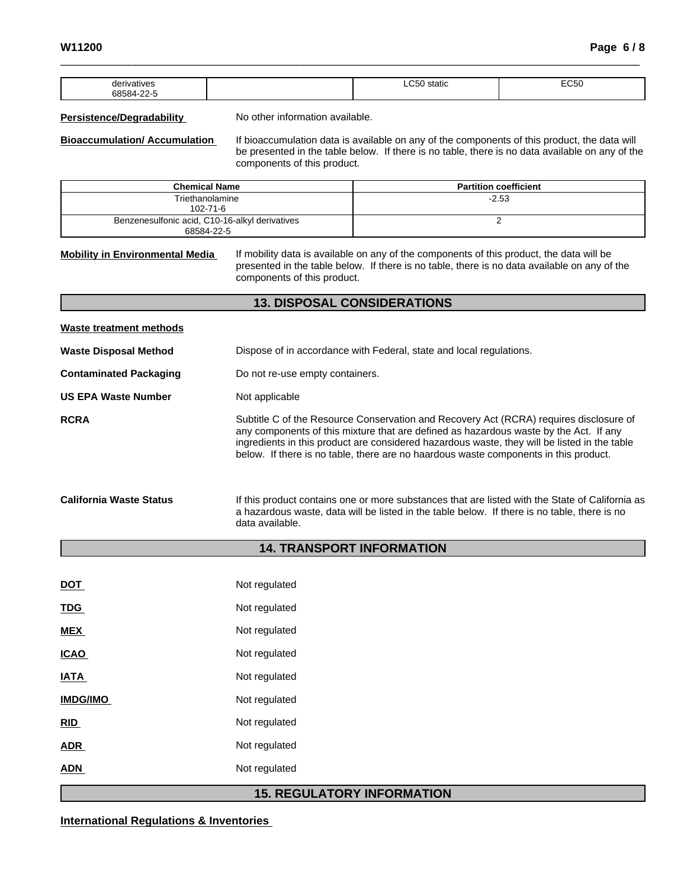| | | | |
|---|---|---|---|
| derivatives 68584-22-5 | | LC50 static | EC50 |

**Persistence/Degradability** No other information available.

**Bioaccumulation/ Accumulation** If bioaccumulation data is available on any of the components of this product, the data will be presented in the table below. If there is no table, there is no data available on any of the components of this product.

| Chemical Name | Partition coefficient |
|---|---|
| Triethanolamine 102-71-6 | -2.53 |
| Benzenesulfonic acid, C10-16-alkyl derivatives 68584-22-5 | 2 |

**Mobility in Environmental Media** If mobility data is available on any of the components of this product, the data will be presented in the table below. If there is no table, there is no data available on any of the components of this product.

## 13. DISPOSAL CONSIDERATIONS

**Waste treatment methods**

**Waste Disposal Method** Dispose of in accordance with Federal, state and local regulations.

**Contaminated Packaging** Do not re-use empty containers.

**US EPA Waste Number** Not applicable

**RCRA** Subtitle C of the Resource Conservation and Recovery Act (RCRA) requires disclosure of any components of this mixture that are defined as hazardous waste by the Act. If any ingredients in this product are considered hazardous waste, they will be listed in the table below. If there is no table, there are no haardous waste components in this product.

**California Waste Status** If this product contains one or more substances that are listed with the State of California as a hazardous waste, data will be listed in the table below. If there is no table, there is no data available.

## 14. TRANSPORT INFORMATION

**DOT** Not regulated

**TDG** Not regulated

**MEX** Not regulated

**ICAO** Not regulated

**IATA** Not regulated

**IMDG/IMO** Not regulated

**RID** Not regulated

**ADR** Not regulated

**ADN** Not regulated

## 15. REGULATORY INFORMATION

**International Regulations & Inventories**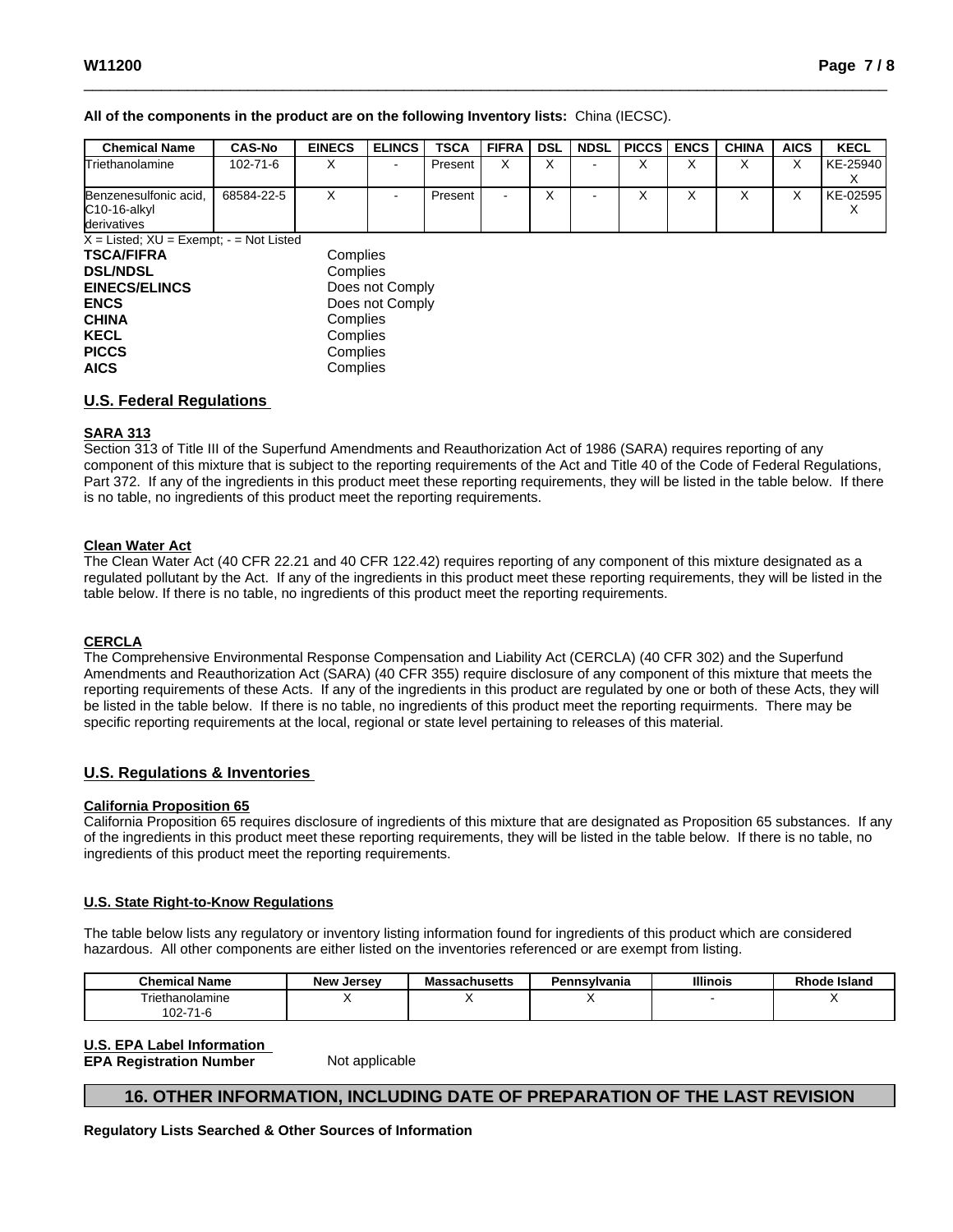**All of the components in the product are on the following Inventory lists:** China (IECSC).

| Chemical Name | CAS-No | EINECS | ELINCS | TSCA | FIFRA | DSL | NDSL | PICCS | ENCS | CHINA | AICS | KECL |
|---|---|---|---|---|---|---|---|---|---|---|---|---|
| Triethanolamine | 102-71-6 | X | - | Present | X | X | - | X | X | X | X | KE-25940 X |
| Benzenesulfonic acid, C10-16-alkyl derivatives | 68584-22-5 | X | - | Present | - | X | - | X | X | X | X | KE-02595 X |

X = Listed; XU = Exempt; - = Not Listed

| | |
|---|---|
| **TSCA/FIFRA** | Complies |
| **DSL/NDSL** | Complies |
| **EINECS/ELINCS** | Does not Comply |
| **ENCS** | Does not Comply |
| **CHINA** | Complies |
| **KECL** | Complies |
| **PICCS** | Complies |
| **AICS** | Complies |

## U.S. Federal Regulations

### SARA 313

Section 313 of Title III of the Superfund Amendments and Reauthorization Act of 1986 (SARA) requires reporting of any component of this mixture that is subject to the reporting requirements of the Act and Title 40 of the Code of Federal Regulations, Part 372. If any of the ingredients in this product meet these reporting requirements, they will be listed in the table below. If there is no table, no ingredients of this product meet the reporting requirements.

### Clean Water Act

The Clean Water Act (40 CFR 22.21 and 40 CFR 122.42) requires reporting of any component of this mixture designated as a regulated pollutant by the Act. If any of the ingredients in this product meet these reporting requirements, they will be listed in the table below. If there is no table, no ingredients of this product meet the reporting requirements.

### CERCLA

The Comprehensive Environmental Response Compensation and Liability Act (CERCLA) (40 CFR 302) and the Superfund Amendments and Reauthorization Act (SARA) (40 CFR 355) require disclosure of any component of this mixture that meets the reporting requirements of these Acts. If any of the ingredients in this product are regulated by one or both of these Acts, they will be listed in the table below. If there is no table, no ingredients of this product meet the reporting requirments. There may be specific reporting requirements at the local, regional or state level pertaining to releases of this material.

## U.S. Regulations & Inventories

### California Proposition 65

California Proposition 65 requires disclosure of ingredients of this mixture that are designated as Proposition 65 substances. If any of the ingredients in this product meet these reporting requirements, they will be listed in the table below. If there is no table, no ingredients of this product meet the reporting requirements.

### U.S. State Right-to-Know Regulations

The table below lists any regulatory or inventory listing information found for ingredients of this product which are considered hazardous. All other components are either listed on the inventories referenced or are exempt from listing.

| Chemical Name | New Jersey | Massachusetts | Pennsylvania | Illinois | Rhode Island |
|---|---|---|---|---|---|
| Triethanolamine 102-71-6 | X | X | X | - | X |

### U.S. EPA Label Information

**EPA Registration Number** Not applicable

# 16. OTHER INFORMATION, INCLUDING DATE OF PREPARATION OF THE LAST REVISION

**Regulatory Lists Searched & Other Sources of Information**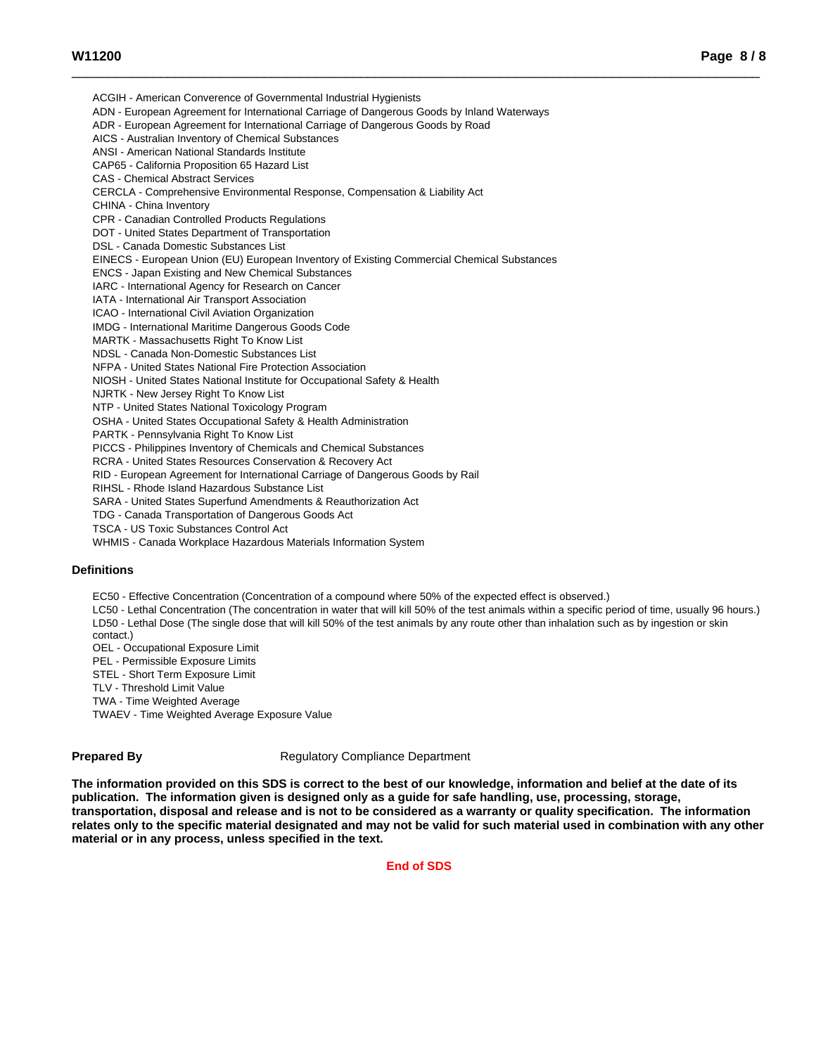ACGIH - American Converence of Governmental Industrial Hygienists
ADN - European Agreement for International Carriage of Dangerous Goods by Inland Waterways
ADR - European Agreement for International Carriage of Dangerous Goods by Road
AICS - Australian Inventory of Chemical Substances
ANSI - American National Standards Institute
CAP65 - California Proposition 65 Hazard List
CAS - Chemical Abstract Services
CERCLA - Comprehensive Environmental Response, Compensation & Liability Act
CHINA - China Inventory
CPR - Canadian Controlled Products Regulations
DOT - United States Department of Transportation
DSL - Canada Domestic Substances List
EINECS - European Union (EU) European Inventory of Existing Commercial Chemical Substances
ENCS - Japan Existing and New Chemical Substances
IARC - International Agency for Research on Cancer
IATA - International Air Transport Association
ICAO - International Civil Aviation Organization
IMDG - International Maritime Dangerous Goods Code
MARTK - Massachusetts Right To Know List
NDSL - Canada Non-Domestic Substances List
NFPA - United States National Fire Protection Association
NIOSH - United States National Institute for Occupational Safety & Health
NJRTK - New Jersey Right To Know List
NTP - United States National Toxicology Program
OSHA - United States Occupational Safety & Health Administration
PARTK - Pennsylvania Right To Know List
PICCS - Philippines Inventory of Chemicals and Chemical Substances
RCRA - United States Resources Conservation & Recovery Act
RID - European Agreement for International Carriage of Dangerous Goods by Rail
RIHSL - Rhode Island Hazardous Substance List
SARA - United States Superfund Amendments & Reauthorization Act
TDG - Canada Transportation of Dangerous Goods Act
TSCA - US Toxic Substances Control Act
WHMIS - Canada Workplace Hazardous Materials Information System

## Definitions

EC50 - Effective Concentration (Concentration of a compound where 50% of the expected effect is observed.)
LC50 - Lethal Concentration (The concentration in water that will kill 50% of the test animals within a specific period of time, usually 96 hours.)
LD50 - Lethal Dose (The single dose that will kill 50% of the test animals by any route other than inhalation such as by ingestion or skin contact.)
OEL - Occupational Exposure Limit
PEL - Permissible Exposure Limits
STEL - Short Term Exposure Limit
TLV - Threshold Limit Value
TWA - Time Weighted Average
TWAEV - Time Weighted Average Exposure Value

**Prepared By** Regulatory Compliance Department

**The information provided on this SDS is correct to the best of our knowledge, information and belief at the date of its publication. The information given is designed only as a guide for safe handling, use, processing, storage, transportation, disposal and release and is not to be considered as a warranty or quality specification. The information relates only to the specific material designated and may not be valid for such material used in combination with any other material or in any process, unless specified in the text.**

**End of SDS**